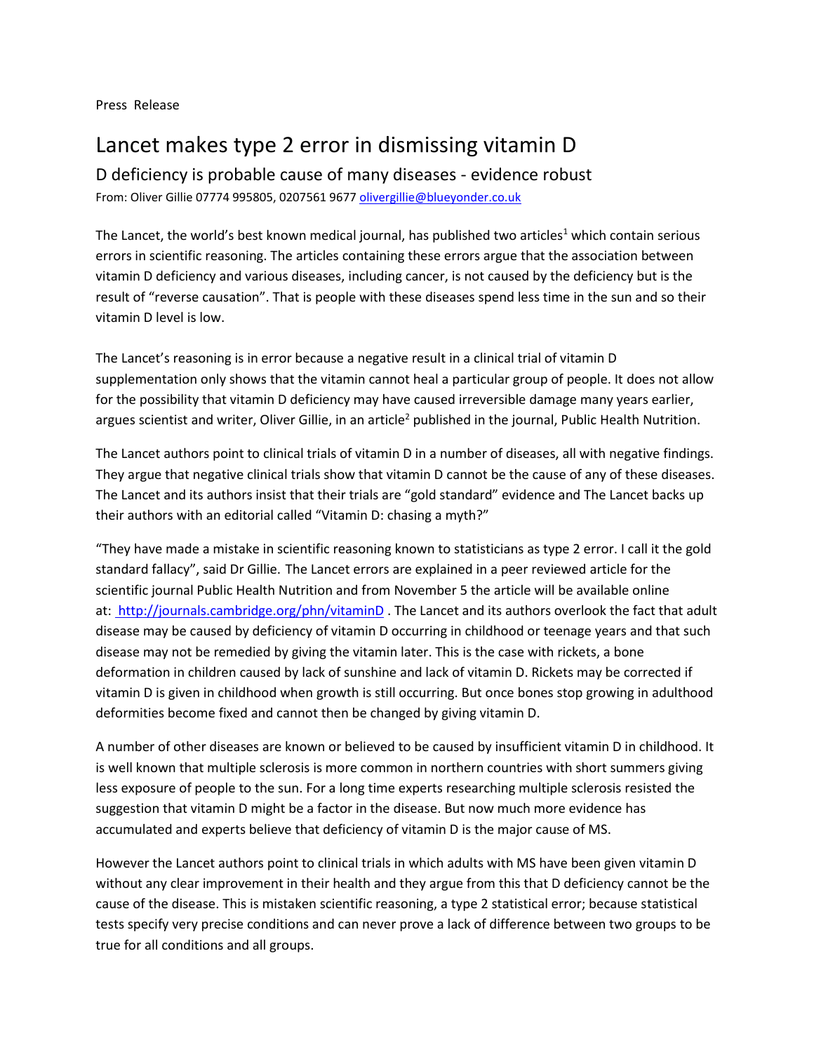Press Release

# Lancet makes type 2 error in dismissing vitamin D

## D deficiency is probable cause of many diseases - evidence robust

From: Oliver Gillie 07774 995805, 0207561 9677 olivergillie@blueyonder.co.uk

The Lancet, the world's best known medical journal, has published two articles[1] which contain serious errors in scientific reasoning. The articles containing these errors argue that the association between vitamin D deficiency and various diseases, including cancer, is not caused by the deficiency but is the result of "reverse causation". That is people with these diseases spend less time in the sun and so their vitamin D level is low.

The Lancet's reasoning is in error because a negative result in a clinical trial of vitamin D supplementation only shows that the vitamin cannot heal a particular group of people. It does not allow for the possibility that vitamin D deficiency may have caused irreversible damage many years earlier, argues scientist and writer, Oliver Gillie, in an article[2] published in the journal, Public Health Nutrition.

The Lancet authors point to clinical trials of vitamin D in a number of diseases, all with negative findings. They argue that negative clinical trials show that vitamin D cannot be the cause of any of these diseases. The Lancet and its authors insist that their trials are "gold standard" evidence and The Lancet backs up their authors with an editorial called "Vitamin D: chasing a myth?"

"They have made a mistake in scientific reasoning known to statisticians as type 2 error. I call it the gold standard fallacy", said Dr Gillie. The Lancet errors are explained in a peer reviewed article for the scientific journal Public Health Nutrition and from November 5 the article will be available online at: http://journals.cambridge.org/phn/vitaminD . The Lancet and its authors overlook the fact that adult disease may be caused by deficiency of vitamin D occurring in childhood or teenage years and that such disease may not be remedied by giving the vitamin later. This is the case with rickets, a bone deformation in children caused by lack of sunshine and lack of vitamin D. Rickets may be corrected if vitamin D is given in childhood when growth is still occurring. But once bones stop growing in adulthood deformities become fixed and cannot then be changed by giving vitamin D.

A number of other diseases are known or believed to be caused by insufficient vitamin D in childhood. It is well known that multiple sclerosis is more common in northern countries with short summers giving less exposure of people to the sun. For a long time experts researching multiple sclerosis resisted the suggestion that vitamin D might be a factor in the disease. But now much more evidence has accumulated and experts believe that deficiency of vitamin D is the major cause of MS.

However the Lancet authors point to clinical trials in which adults with MS have been given vitamin D without any clear improvement in their health and they argue from this that D deficiency cannot be the cause of the disease. This is mistaken scientific reasoning, a type 2 statistical error; because statistical tests specify very precise conditions and can never prove a lack of difference between two groups to be true for all conditions and all groups.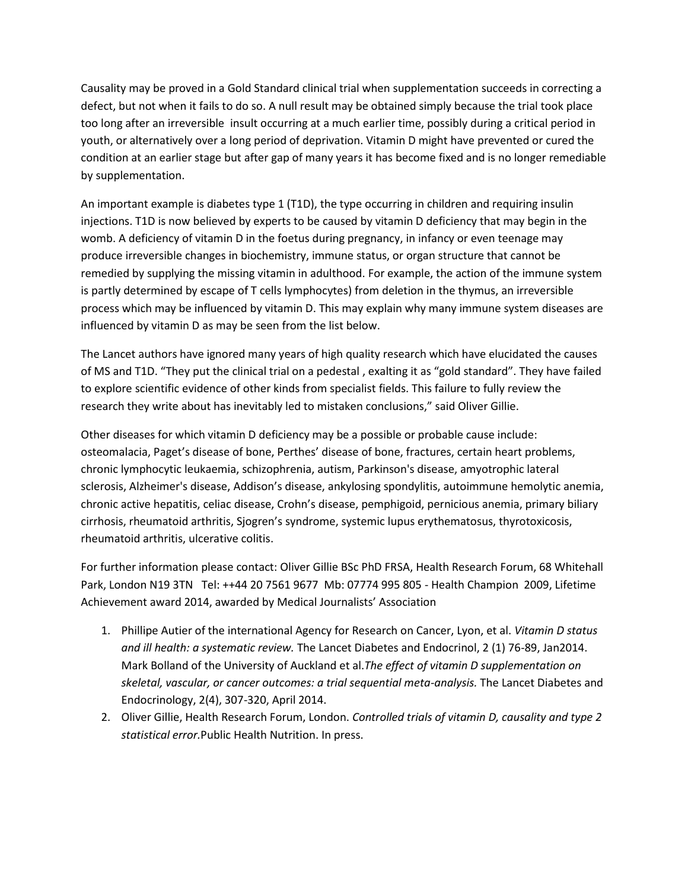Causality may be proved in a Gold Standard clinical trial when supplementation succeeds in correcting a defect, but not when it fails to do so. A null result may be obtained simply because the trial took place too long after an irreversible insult occurring at a much earlier time, possibly during a critical period in youth, or alternatively over a long period of deprivation. Vitamin D might have prevented or cured the condition at an earlier stage but after gap of many years it has become fixed and is no longer remediable by supplementation.

An important example is diabetes type 1 (T1D), the type occurring in children and requiring insulin injections. T1D is now believed by experts to be caused by vitamin D deficiency that may begin in the womb. A deficiency of vitamin D in the foetus during pregnancy, in infancy or even teenage may produce irreversible changes in biochemistry, immune status, or organ structure that cannot be remedied by supplying the missing vitamin in adulthood. For example, the action of the immune system is partly determined by escape of T cells lymphocytes) from deletion in the thymus, an irreversible process which may be influenced by vitamin D. This may explain why many immune system diseases are influenced by vitamin D as may be seen from the list below.

The Lancet authors have ignored many years of high quality research which have elucidated the causes of MS and T1D. "They put the clinical trial on a pedestal , exalting it as "gold standard". They have failed to explore scientific evidence of other kinds from specialist fields. This failure to fully review the research they write about has inevitably led to mistaken conclusions," said Oliver Gillie.

Other diseases for which vitamin D deficiency may be a possible or probable cause include: osteomalacia, Paget's disease of bone, Perthes' disease of bone, fractures, certain heart problems, chronic lymphocytic leukaemia, schizophrenia, autism, Parkinson's disease, amyotrophic lateral sclerosis, Alzheimer's disease, Addison's disease, ankylosing spondylitis, autoimmune hemolytic anemia, chronic active hepatitis, celiac disease, Crohn's disease, pemphigoid, pernicious anemia, primary biliary cirrhosis, rheumatoid arthritis, Sjogren's syndrome, systemic lupus erythematosus, thyrotoxicosis, rheumatoid arthritis, ulcerative colitis.

For further information please contact: Oliver Gillie BSc PhD FRSA, Health Research Forum, 68 Whitehall Park, London N19 3TN Tel: ++44 20 7561 9677 Mb: 07774 995 805 - Health Champion 2009, Lifetime Achievement award 2014, awarded by Medical Journalists' Association

1. Phillipe Autier of the international Agency for Research on Cancer, Lyon, et al. *Vitamin D status and ill health: a systematic review.* The Lancet Diabetes and Endocrinol, 2 (1) 76-89, Jan2014. Mark Bolland of the University of Auckland et al.*The effect of vitamin D supplementation on skeletal, vascular, or cancer outcomes: a trial sequential meta-analysis.* The Lancet Diabetes and Endocrinology, 2(4), 307-320, April 2014.
2. Oliver Gillie, Health Research Forum, London. *Controlled trials of vitamin D, causality and type 2 statistical error.*Public Health Nutrition. In press.